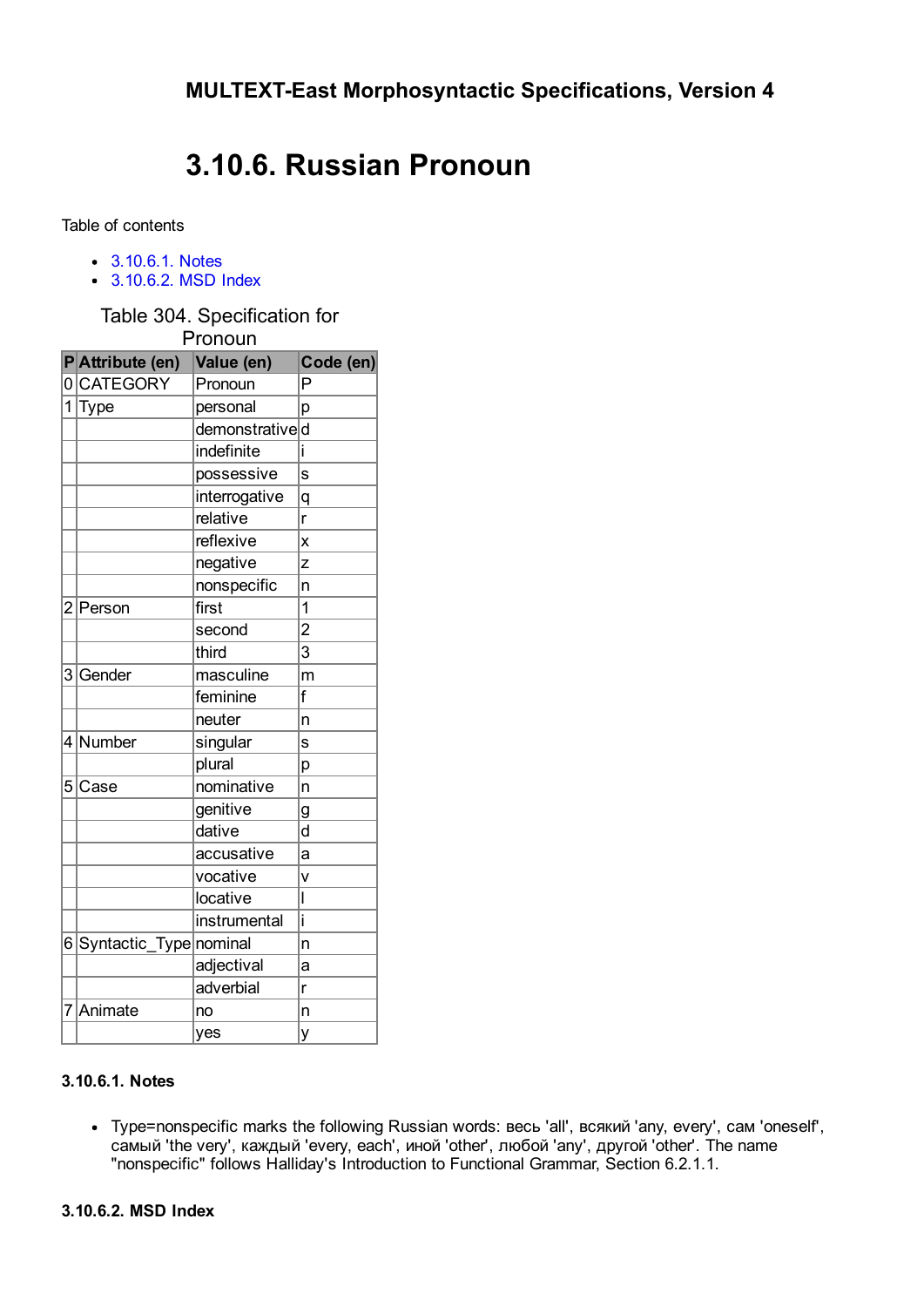**MULTEXT-East Morphosyntactic Specifications, Version 4**

# 3.10.6. Russian Pronoun

Table of contents

- 3.10.6.1. Notes
- 3.10.6.2. MSD Index

Table 304. Specification for Pronoun

| P | Attribute (en) | Value (en) | Code (en) |
|---|---|---|---|
| 0 | CATEGORY | Pronoun | P |
| 1 | Type | personal | p |
| | | demonstrative | d |
| | | indefinite | i |
| | | possessive | s |
| | | interrogative | q |
| | | relative | r |
| | | reflexive | x |
| | | negative | z |
| | | nonspecific | n |
| 2 | Person | first | 1 |
| | | second | 2 |
| | | third | 3 |
| 3 | Gender | masculine | m |
| | | feminine | f |
| | | neuter | n |
| 4 | Number | singular | s |
| | | plural | p |
| 5 | Case | nominative | n |
| | | genitive | g |
| | | dative | d |
| | | accusative | a |
| | | vocative | v |
| | | locative | l |
| | | instrumental | i |
| 6 | Syntactic_Type | nominal | n |
| | | adjectival | a |
| | | adverbial | r |
| 7 | Animate | no | n |
| | | yes | y |

#### 3.10.6.1. Notes

- Type=nonspecific marks the following Russian words: весь 'all', всякий 'any, every', сам 'oneself', самый 'the very', каждый 'every, each', иной 'other', любой 'any', другой 'other'. The name "nonspecific" follows Halliday's Introduction to Functional Grammar, Section 6.2.1.1.

#### 3.10.6.2. MSD Index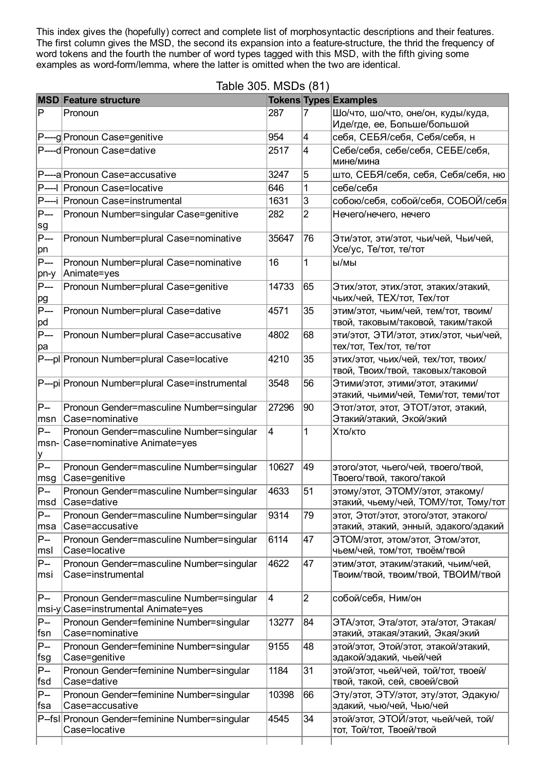This index gives the (hopefully) correct and complete list of morphosyntactic descriptions and their features. The first column gives the MSD, the second its expansion into a feature-structure, the thrid the frequency of word tokens and the fourth the number of word types tagged with this MSD, with the fifth giving some examples as word-form/lemma, where the latter is omitted when the two are identical.

Table 305. MSDs (81)

| MSD | Feature structure | Tokens | Types | Examples |
|---|---|---|---|---|
| P | Pronoun | 287 | 7 | Шо/что, шо/что, оне/он, куды/куда, Иде/где, ее, Больше/большой |
| P----g | Pronoun Case=genitive | 954 | 4 | себя, СЕБЯ/себя, Себя/себя, н |
| P----d | Pronoun Case=dative | 2517 | 4 | Себе/себя, себе/себя, СЕБЕ/себя, мине/мина |
| P----a | Pronoun Case=accusative | 3247 | 5 | што, СЕБЯ/себя, себя, Себя/себя, ню |
| P----l | Pronoun Case=locative | 646 | 1 | себе/себя |
| P----i | Pronoun Case=instrumental | 1631 | 3 | собою/себя, собой/себя, СОБОЙ/себя |
| P---sg | Pronoun Number=singular Case=genitive | 282 | 2 | Нечего/нечего, нечего |
| P---pn | Pronoun Number=plural Case=nominative | 35647 | 76 | Эти/этот, эти/этот, чьи/чей, Чьи/чей, Усе/ус, Те/тот, те/тот |
| P---pn-y | Pronoun Number=plural Case=nominative Animate=yes | 16 | 1 | ы/мы |
| P---pg | Pronoun Number=plural Case=genitive | 14733 | 65 | Этих/этот, этих/этот, этаких/этакий, чьих/чей, ТЕХ/тот, Тех/тот |
| P---pd | Pronoun Number=plural Case=dative | 4571 | 35 | этим/этот, чьим/чей, тем/тот, твоим/твой, таковым/таковой, таким/такой |
| P---pa | Pronoun Number=plural Case=accusative | 4802 | 68 | эти/этот, ЭТИ/этот, этих/этот, чьи/чей, тех/тот, Тех/тот, те/тот |
| P---pl | Pronoun Number=plural Case=locative | 4210 | 35 | этих/этот, чьих/чей, тех/тот, твоих/твой, Твоих/твой, таковых/таковой |
| P---pi | Pronoun Number=plural Case=instrumental | 3548 | 56 | Этими/этот, этими/этот, этакими/этакий, чьими/чей, Теми/тот, теми/тот |
| P--msn | Pronoun Gender=masculine Number=singular Case=nominative | 27296 | 90 | Этот/этот, этот, ЭТОТ/этот, этакий, Этакий/этакий, Экой/экий |
| P--msn-y | Pronoun Gender=masculine Number=singular Case=nominative Animate=yes | 4 | 1 | Хто/кто |
| P--msg | Pronoun Gender=masculine Number=singular Case=genitive | 10627 | 49 | этого/этот, чьего/чей, твоего/твой, Твоего/твой, такого/такой |
| P--msd | Pronoun Gender=masculine Number=singular Case=dative | 4633 | 51 | этому/этот, ЭТОМУ/этот, этакому/этакий, чьему/чей, ТОМУ/тот, Тому/тот |
| P--msa | Pronoun Gender=masculine Number=singular Case=accusative | 9314 | 79 | этот, Этот/этот, этого/этот, этакого/этакий, этакий, энный, эдакого/эдакий |
| P--msl | Pronoun Gender=masculine Number=singular Case=locative | 6114 | 47 | ЭТОМ/этот, этом/этот, Этом/этот, чьем/чей, том/тот, твоём/твой |
| P--msi | Pronoun Gender=masculine Number=singular Case=instrumental | 4622 | 47 | этим/этот, этаким/этакий, чьим/чей, Твоим/твой, твоим/твой, ТВОИМ/твой |
| P--msi-y | Pronoun Gender=masculine Number=singular Case=instrumental Animate=yes | 4 | 2 | собой/себя, Ним/он |
| P--fsn | Pronoun Gender=feminine Number=singular Case=nominative | 13277 | 84 | ЭТА/этот, Эта/этот, эта/этот, Этакая/этакий, этакая/этакий, Экая/экий |
| P--fsg | Pronoun Gender=feminine Number=singular Case=genitive | 9155 | 48 | этой/этот, Этой/этот, этакой/этакий, эдакой/эдакий, чьей/чей |
| P--fsd | Pronoun Gender=feminine Number=singular Case=dative | 1184 | 31 | этой/этот, чьей/чей, той/тот, твоей/твой, такой, сей, своей/свой |
| P--fsa | Pronoun Gender=feminine Number=singular Case=accusative | 10398 | 66 | Эту/этот, ЭТУ/этот, эту/этот, Эдакую/эдакий, чью/чей, Чью/чей |
| P--fsl | Pronoun Gender=feminine Number=singular Case=locative | 4545 | 34 | этой/этот, ЭТОЙ/этот, чьей/чей, той/тот, Той/тот, Твоей/твой |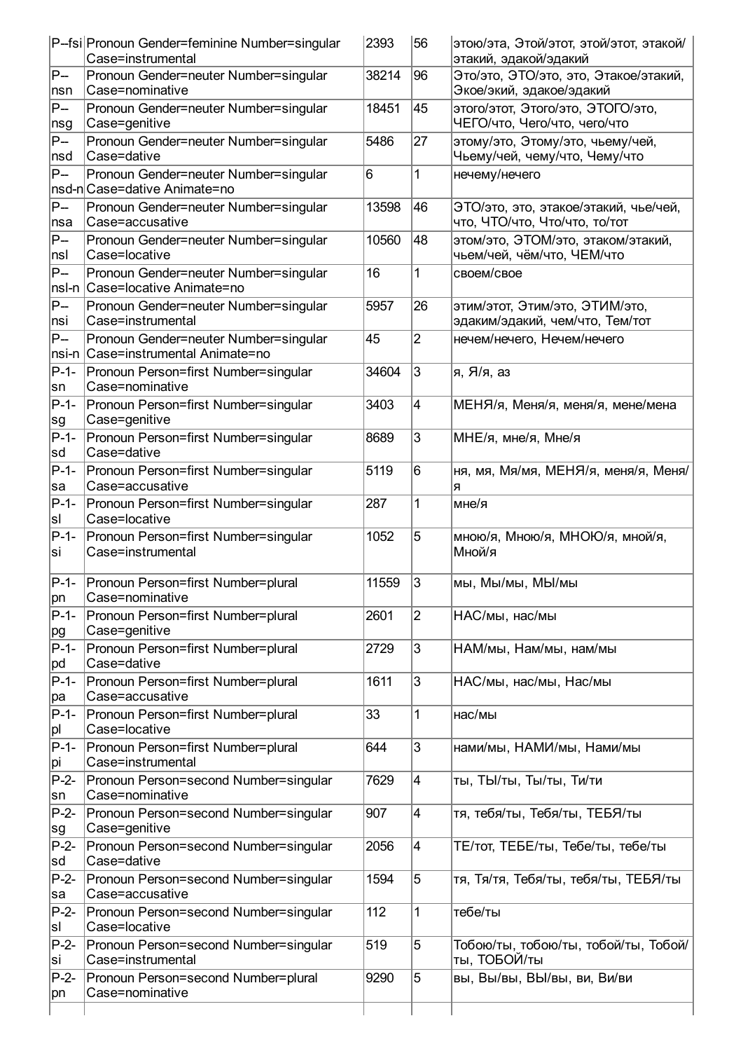| P--fsi | Pronoun Gender=feminine Number=singular Case=instrumental | 2393 | 56 | этою/эта, Этой/этот, этой/этот, этакой/этакий, эдакой/эдакий |
|---|---|---|---|---|
| P--nsn | Pronoun Gender=neuter Number=singular Case=nominative | 38214 | 96 | Это/это, ЭТО/это, это, Этакое/этакий, Экое/экий, эдакое/эдакий |
| P--nsg | Pronoun Gender=neuter Number=singular Case=genitive | 18451 | 45 | этого/этот, Этого/это, ЭТОГО/это, ЧЕГО/что, Чего/что, чего/что |
| P--nsd | Pronoun Gender=neuter Number=singular Case=dative | 5486 | 27 | этому/это, Этому/это, чьему/чей, Чьему/чей, чему/что, Чему/что |
| P--nsd-n | Pronoun Gender=neuter Number=singular Case=dative Animate=no | 6 | 1 | нечему/нечего |
| P--nsa | Pronoun Gender=neuter Number=singular Case=accusative | 13598 | 46 | ЭТО/это, это, этакое/этакий, чье/чей, что, ЧТО/что, Что/что, то/тот |
| P--nsl | Pronoun Gender=neuter Number=singular Case=locative | 10560 | 48 | этом/это, ЭТОМ/это, этаком/этакий, чьем/чей, чём/что, ЧЕМ/что |
| P--nsl-n | Pronoun Gender=neuter Number=singular Case=locative Animate=no | 16 | 1 | своем/свое |
| P--nsi | Pronoun Gender=neuter Number=singular Case=instrumental | 5957 | 26 | этим/этот, Этим/это, ЭТИМ/это, эдаким/эдакий, чем/что, Тем/тот |
| P--nsi-n | Pronoun Gender=neuter Number=singular Case=instrumental Animate=no | 45 | 2 | нечем/нечего, Нечем/нечего |
| P-1-sn | Pronoun Person=first Number=singular Case=nominative | 34604 | 3 | я, Я/я, аз |
| P-1-sg | Pronoun Person=first Number=singular Case=genitive | 3403 | 4 | МЕНЯ/я, Меня/я, меня/я, мене/мена |
| P-1-sd | Pronoun Person=first Number=singular Case=dative | 8689 | 3 | МНЕ/я, мне/я, Мне/я |
| P-1-sa | Pronoun Person=first Number=singular Case=accusative | 5119 | 6 | ня, мя, Мя/мя, МЕНЯ/я, меня/я, Меня/я |
| P-1-sl | Pronoun Person=first Number=singular Case=locative | 287 | 1 | мне/я |
| P-1-si | Pronoun Person=first Number=singular Case=instrumental | 1052 | 5 | мною/я, Мною/я, МНОЮ/я, мной/я, Мной/я |
| P-1-pn | Pronoun Person=first Number=plural Case=nominative | 11559 | 3 | мы, Мы/мы, МЫ/мы |
| P-1-pg | Pronoun Person=first Number=plural Case=genitive | 2601 | 2 | НАС/мы, нас/мы |
| P-1-pd | Pronoun Person=first Number=plural Case=dative | 2729 | 3 | НАМ/мы, Нам/мы, нам/мы |
| P-1-pa | Pronoun Person=first Number=plural Case=accusative | 1611 | 3 | НАС/мы, нас/мы, Нас/мы |
| P-1-pl | Pronoun Person=first Number=plural Case=locative | 33 | 1 | нас/мы |
| P-1-pi | Pronoun Person=first Number=plural Case=instrumental | 644 | 3 | нами/мы, НАМИ/мы, Нами/мы |
| P-2-sn | Pronoun Person=second Number=singular Case=nominative | 7629 | 4 | ты, ТЫ/ты, Ты/ты, Ти/ти |
| P-2-sg | Pronoun Person=second Number=singular Case=genitive | 907 | 4 | тя, тебя/ты, Тебя/ты, ТЕБЯ/ты |
| P-2-sd | Pronoun Person=second Number=singular Case=dative | 2056 | 4 | ТЕ/тот, ТЕБЕ/ты, Тебе/ты, тебе/ты |
| P-2-sa | Pronoun Person=second Number=singular Case=accusative | 1594 | 5 | тя, Тя/тя, Тебя/ты, тебя/ты, ТЕБЯ/ты |
| P-2-sl | Pronoun Person=second Number=singular Case=locative | 112 | 1 | тебе/ты |
| P-2-si | Pronoun Person=second Number=singular Case=instrumental | 519 | 5 | Тобою/ты, тобою/ты, тобой/ты, Тобой/ты, ТОБОЙ/ты |
| P-2-pn | Pronoun Person=second Number=plural Case=nominative | 9290 | 5 | вы, Вы/вы, ВЫ/вы, ви, Ви/ви |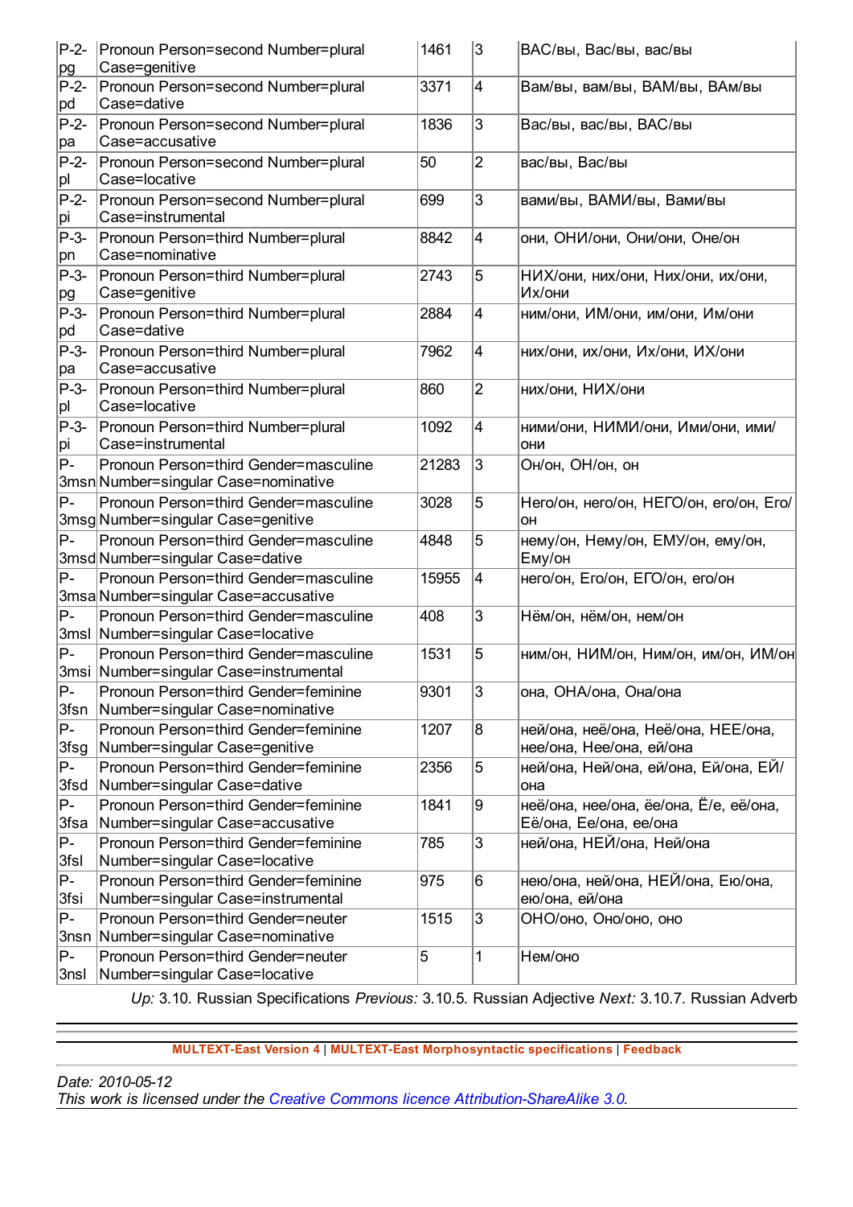| | | | | |
|---|---|---|---|---|
| P-2-pg | Pronoun Person=second Number=plural Case=genitive | 1461 | 3 | ВАС/вы, Вас/вы, вас/вы |
| P-2-pd | Pronoun Person=second Number=plural Case=dative | 3371 | 4 | Вам/вы, вам/вы, ВАМ/вы, ВАм/вы |
| P-2-pa | Pronoun Person=second Number=plural Case=accusative | 1836 | 3 | Вас/вы, вас/вы, ВАС/вы |
| P-2-pl | Pronoun Person=second Number=plural Case=locative | 50 | 2 | вас/вы, Вас/вы |
| P-2-pi | Pronoun Person=second Number=plural Case=instrumental | 699 | 3 | вами/вы, ВАМИ/вы, Вами/вы |
| P-3-pn | Pronoun Person=third Number=plural Case=nominative | 8842 | 4 | они, ОНИ/они, Они/они, Оне/он |
| P-3-pg | Pronoun Person=third Number=plural Case=genitive | 2743 | 5 | НИХ/они, них/они, Них/они, их/они, Их/они |
| P-3-pd | Pronoun Person=third Number=plural Case=dative | 2884 | 4 | ним/они, ИМ/они, им/они, Им/они |
| P-3-pa | Pronoun Person=third Number=plural Case=accusative | 7962 | 4 | них/они, их/они, Их/они, ИХ/они |
| P-3-pl | Pronoun Person=third Number=plural Case=locative | 860 | 2 | них/они, НИХ/они |
| P-3-pi | Pronoun Person=third Number=plural Case=instrumental | 1092 | 4 | ними/они, НИМИ/они, Ими/они, ими/они |
| P-3msn | Pronoun Person=third Gender=masculine Number=singular Case=nominative | 21283 | 3 | Он/он, ОН/он, он |
| P-3msg | Pronoun Person=third Gender=masculine Number=singular Case=genitive | 3028 | 5 | Него/он, него/он, НЕГО/он, его/он, Его/он |
| P-3msd | Pronoun Person=third Gender=masculine Number=singular Case=dative | 4848 | 5 | нему/он, Нему/он, ЕМУ/он, ему/он, Ему/он |
| P-3msa | Pronoun Person=third Gender=masculine Number=singular Case=accusative | 15955 | 4 | него/он, Его/он, ЕГО/он, его/он |
| P-3msl | Pronoun Person=third Gender=masculine Number=singular Case=locative | 408 | 3 | Нём/он, нём/он, нем/он |
| P-3msi | Pronoun Person=third Gender=masculine Number=singular Case=instrumental | 1531 | 5 | ним/он, НИМ/он, Ним/он, им/он, ИМ/он |
| P-3fsn | Pronoun Person=third Gender=feminine Number=singular Case=nominative | 9301 | 3 | она, ОНА/она, Она/она |
| P-3fsg | Pronoun Person=third Gender=feminine Number=singular Case=genitive | 1207 | 8 | ней/она, неё/она, Неё/она, НЕЕ/она, нее/она, Нее/она, ей/она |
| P-3fsd | Pronoun Person=third Gender=feminine Number=singular Case=dative | 2356 | 5 | ней/она, Ней/она, ей/она, Ей/она, ЕЙ/она |
| P-3fsa | Pronoun Person=third Gender=feminine Number=singular Case=accusative | 1841 | 9 | неё/она, нее/она, ёе/она, Ё/е, её/она, Её/она, Ее/она, ее/она |
| P-3fsl | Pronoun Person=third Gender=feminine Number=singular Case=locative | 785 | 3 | ней/она, НЕЙ/она, Ней/она |
| P-3fsi | Pronoun Person=third Gender=feminine Number=singular Case=instrumental | 975 | 6 | нею/она, ней/она, НЕЙ/она, Ею/она, ею/она, ей/она |
| P-3nsn | Pronoun Person=third Gender=neuter Number=singular Case=nominative | 1515 | 3 | ОНО/оно, Оно/оно, оно |
| P-3nsl | Pronoun Person=third Gender=neuter Number=singular Case=locative | 5 | 1 | Нем/оно |

*Up:* 3.10. Russian Specifications *Previous:* 3.10.5. Russian Adjective *Next:* 3.10.7. Russian Adverb

---

**MULTEXT-East Version 4** | **MULTEXT-East Morphosyntactic specifications** | **Feedback**

*Date: 2010-05-12*
*This work is licensed under the Creative Commons licence Attribution-ShareAlike 3.0.*